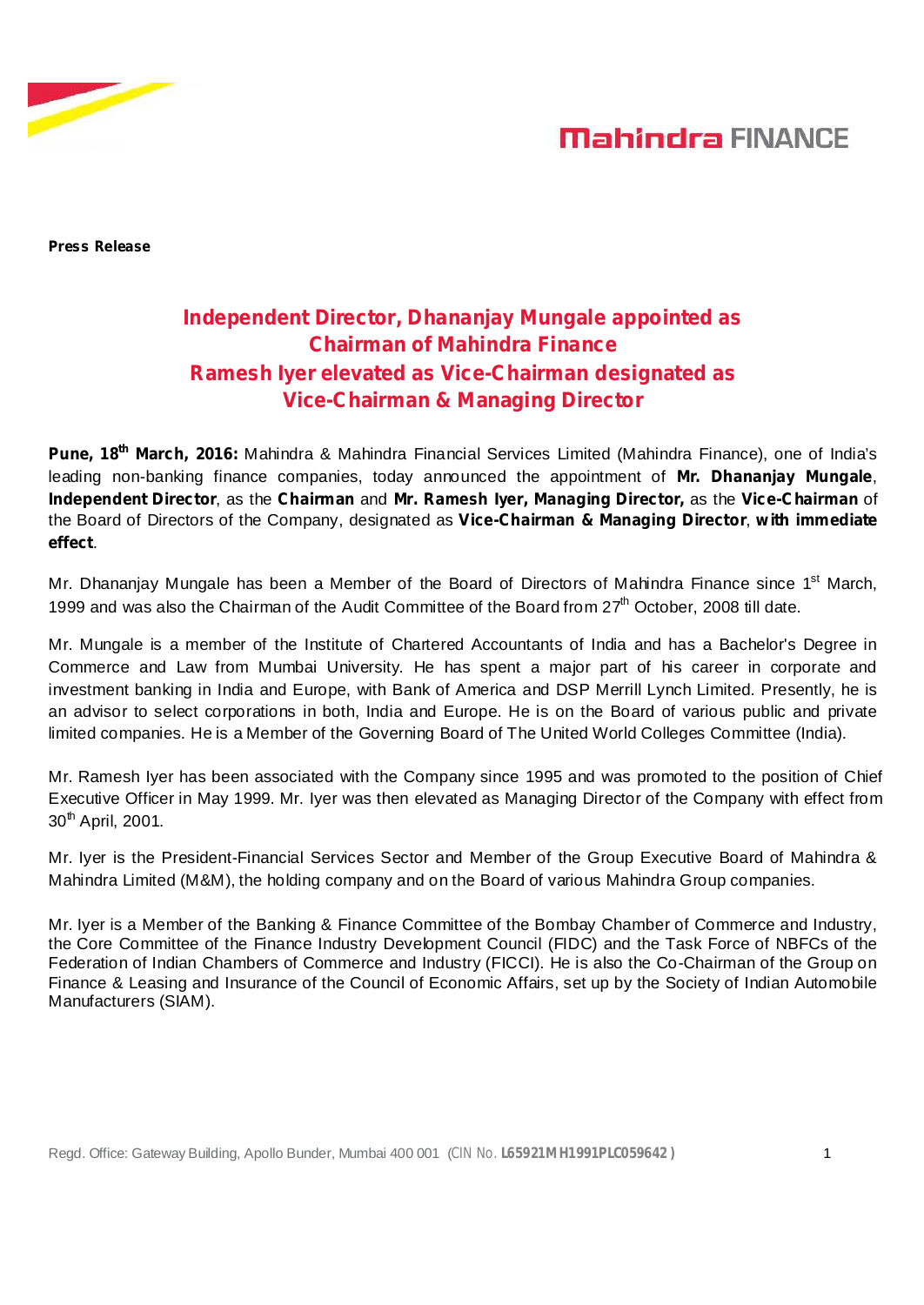**Press Release**

## Independent Director, Dhananjay Mungale appointed as Chairman of Mahindra Finance
## Ramesh Iyer elevated as Vice-Chairman designated as Vice-Chairman & Managing Director

**Pune, 18th March, 2016:** Mahindra & Mahindra Financial Services Limited (Mahindra Finance), one of India's leading non-banking finance companies, today announced the appointment of **Mr. Dhananjay Mungale**, **Independent Director**, as the **Chairman** and **Mr. Ramesh Iyer, Managing Director,** as the **Vice-Chairman** of the Board of Directors of the Company, designated as **Vice-Chairman & Managing Director**, **with immediate effect**.

Mr. Dhananjay Mungale has been a Member of the Board of Directors of Mahindra Finance since 1st March, 1999 and was also the Chairman of the Audit Committee of the Board from 27th October, 2008 till date.

Mr. Mungale is a member of the Institute of Chartered Accountants of India and has a Bachelor's Degree in Commerce and Law from Mumbai University. He has spent a major part of his career in corporate and investment banking in India and Europe, with Bank of America and DSP Merrill Lynch Limited. Presently, he is an advisor to select corporations in both, India and Europe. He is on the Board of various public and private limited companies. He is a Member of the Governing Board of The United World Colleges Committee (India).

Mr. Ramesh Iyer has been associated with the Company since 1995 and was promoted to the position of Chief Executive Officer in May 1999. Mr. Iyer was then elevated as Managing Director of the Company with effect from 30th April, 2001.

Mr. Iyer is the President-Financial Services Sector and Member of the Group Executive Board of Mahindra & Mahindra Limited (M&M), the holding company and on the Board of various Mahindra Group companies.

Mr. Iyer is a Member of the Banking & Finance Committee of the Bombay Chamber of Commerce and Industry, the Core Committee of the Finance Industry Development Council (FIDC) and the Task Force of NBFCs of the Federation of Indian Chambers of Commerce and Industry (FICCI). He is also the Co-Chairman of the Group on Finance & Leasing and Insurance of the Council of Economic Affairs, set up by the Society of Indian Automobile Manufacturers (SIAM).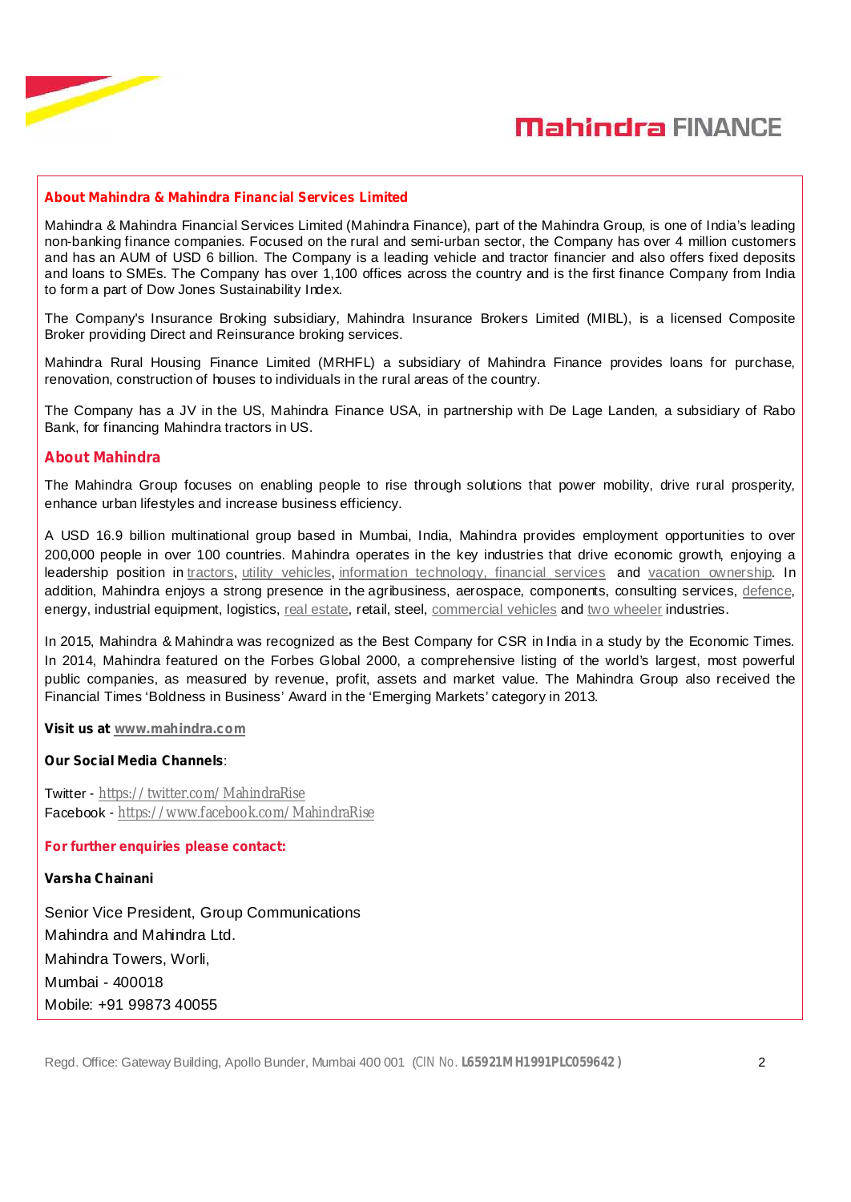## About Mahindra & Mahindra Financial Services Limited

Mahindra & Mahindra Financial Services Limited (Mahindra Finance), part of the Mahindra Group, is one of India's leading non-banking finance companies. Focused on the rural and semi-urban sector, the Company has over 4 million customers and has an AUM of USD 6 billion. The Company is a leading vehicle and tractor financier and also offers fixed deposits and loans to SMEs. The Company has over 1,100 offices across the country and is the first finance Company from India to form a part of Dow Jones Sustainability Index.

The Company's Insurance Broking subsidiary, Mahindra Insurance Brokers Limited (MIBL), is a licensed Composite Broker providing Direct and Reinsurance broking services.

Mahindra Rural Housing Finance Limited (MRHFL) a subsidiary of Mahindra Finance provides loans for purchase, renovation, construction of houses to individuals in the rural areas of the country.

The Company has a JV in the US, Mahindra Finance USA, in partnership with De Lage Landen, a subsidiary of Rabo Bank, for financing Mahindra tractors in US.

## About Mahindra

The Mahindra Group focuses on enabling people to rise through solutions that power mobility, drive rural prosperity, enhance urban lifestyles and increase business efficiency.

A USD 16.9 billion multinational group based in Mumbai, India, Mahindra provides employment opportunities to over 200,000 people in over 100 countries. Mahindra operates in the key industries that drive economic growth, enjoying a leadership position in tractors, utility vehicles, information technology, financial services and vacation ownership. In addition, Mahindra enjoys a strong presence in the agribusiness, aerospace, components, consulting services, defence, energy, industrial equipment, logistics, real estate, retail, steel, commercial vehicles and two wheeler industries.

In 2015, Mahindra & Mahindra was recognized as the Best Company for CSR in India in a study by the Economic Times. In 2014, Mahindra featured on the Forbes Global 2000, a comprehensive listing of the world's largest, most powerful public companies, as measured by revenue, profit, assets and market value. The Mahindra Group also received the Financial Times 'Boldness in Business' Award in the 'Emerging Markets' category in 2013.

**Visit us at www.mahindra.com**

**Our Social Media Channels**:

Twitter - https://twitter.com/MahindraRise
Facebook - https://www.facebook.com/MahindraRise

**For further enquiries please contact:**

**Varsha Chainani**

Senior Vice President, Group Communications
Mahindra and Mahindra Ltd.
Mahindra Towers, Worli,
Mumbai - 400018
Mobile: +91 99873 40055

Regd. Office: Gateway Building, Apollo Bunder, Mumbai 400 001 (CIN No. **L65921MH1991PLC059642**)